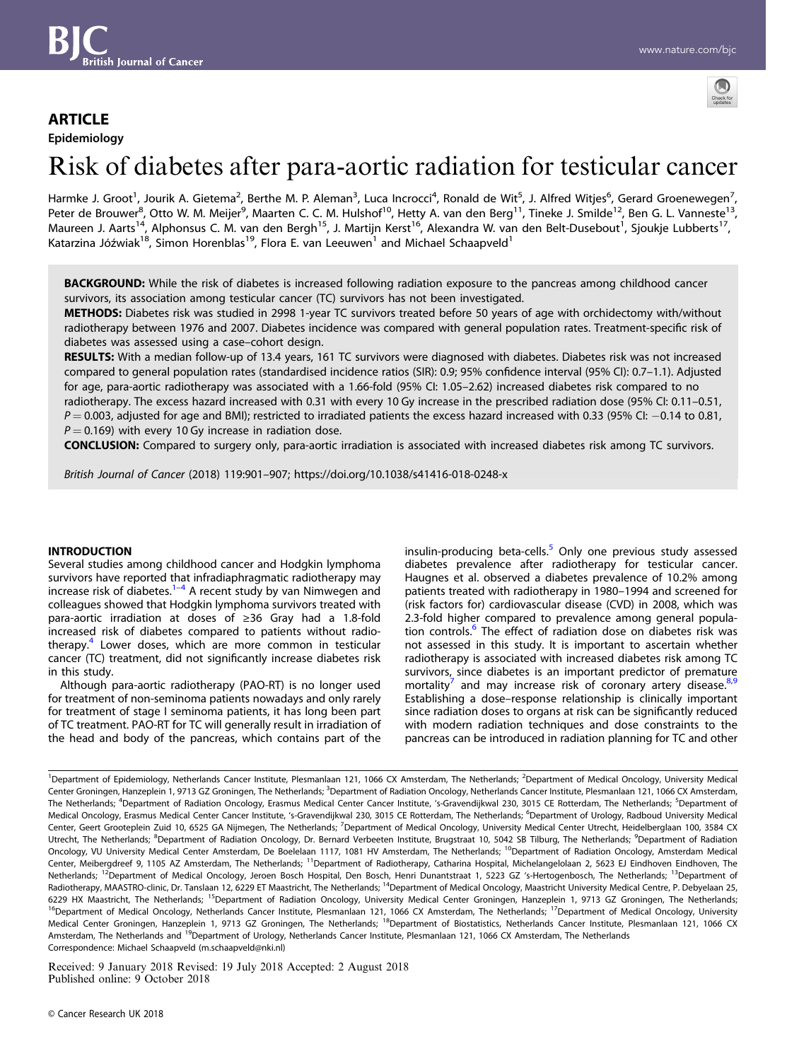## ARTICLE

Epidemiology

# Risk of diabetes after para-aortic radiation for testicular cancer

Harmke J. Groot[1], Jourik A. Gietema[2], Berthe M. P. Aleman[3], Luca Incrocci[4], Ronald de Wit[5], J. Alfred Witjes[6], Gerard Groenewegen[7], Peter de Brouwer[8], Otto W. M. Meijer[9], Maarten C. C. M. Hulshof[10], Hetty A. van den Berg[11], Tineke J. Smilde[12], Ben G. L. Vanneste[13], Maureen J. Aarts[14], Alphonsus C. M. van den Bergh[15], J. Martijn Kerst[16], Alexandra W. van den Belt-Dusebout[1], Sjoukje Lubberts[17], Katarzina Jóźwiak[18], Simon Horenblas[19], Flora E. van Leeuwen[1] and Michael Schaapveld[1]

**BACKGROUND:** While the risk of diabetes is increased following radiation exposure to the pancreas among childhood cancer survivors, its association among testicular cancer (TC) survivors has not been investigated.

**METHODS:** Diabetes risk was studied in 2998 1-year TC survivors treated before 50 years of age with orchidectomy with/without radiotherapy between 1976 and 2007. Diabetes incidence was compared with general population rates. Treatment-specific risk of diabetes was assessed using a case–cohort design.

**RESULTS:** With a median follow-up of 13.4 years, 161 TC survivors were diagnosed with diabetes. Diabetes risk was not increased compared to general population rates (standardised incidence ratios (SIR): 0.9; 95% confidence interval (95% CI): 0.7–1.1). Adjusted for age, para-aortic radiotherapy was associated with a 1.66-fold (95% CI: 1.05–2.62) increased diabetes risk compared to no radiotherapy. The excess hazard increased with 0.31 with every 10 Gy increase in the prescribed radiation dose (95% CI: 0.11–0.51, $P = 0.003$, adjusted for age and BMI); restricted to irradiated patients the excess hazard increased with 0.33 (95% CI: −0.14 to 0.81, $P = 0.169$) with every 10 Gy increase in radiation dose.

**CONCLUSION:** Compared to surgery only, para-aortic irradiation is associated with increased diabetes risk among TC survivors.

*British Journal of Cancer* (2018) 119:901–907; https://doi.org/10.1038/s41416-018-0248-x

## INTRODUCTION

Several studies among childhood cancer and Hodgkin lymphoma survivors have reported that infradiaphragmatic radiotherapy may increase risk of diabetes.[1–4] A recent study by van Nimwegen and colleagues showed that Hodgkin lymphoma survivors treated with para-aortic irradiation at doses of ≥36 Gray had a 1.8-fold increased risk of diabetes compared to patients without radiotherapy.[4] Lower doses, which are more common in testicular cancer (TC) treatment, did not significantly increase diabetes risk in this study.

Although para-aortic radiotherapy (PAO-RT) is no longer used for treatment of non-seminoma patients nowadays and only rarely for treatment of stage I seminoma patients, it has long been part of TC treatment. PAO-RT for TC will generally result in irradiation of the head and body of the pancreas, which contains part of the insulin-producing beta-cells.[5] Only one previous study assessed diabetes prevalence after radiotherapy for testicular cancer. Haugnes et al. observed a diabetes prevalence of 10.2% among patients treated with radiotherapy in 1980–1994 and screened for (risk factors for) cardiovascular disease (CVD) in 2008, which was 2.3-fold higher compared to prevalence among general population controls.[6] The effect of radiation dose on diabetes risk was not assessed in this study. It is important to ascertain whether radiotherapy is associated with increased diabetes risk among TC survivors, since diabetes is an important predictor of premature mortality[7] and may increase risk of coronary artery disease.[8,9] Establishing a dose–response relationship is clinically important since radiation doses to organs at risk can be significantly reduced with modern radiation techniques and dose constraints to the pancreas can be introduced in radiation planning for TC and other

---

[1]Department of Epidemiology, Netherlands Cancer Institute, Plesmanlaan 121, 1066 CX Amsterdam, The Netherlands; [2]Department of Medical Oncology, University Medical Center Groningen, Hanzeplein 1, 9713 GZ Groningen, The Netherlands; [3]Department of Radiation Oncology, Netherlands Cancer Institute, Plesmanlaan 121, 1066 CX Amsterdam, The Netherlands; [4]Department of Radiation Oncology, Erasmus Medical Center Cancer Institute, 's-Gravendijkwal 230, 3015 CE Rotterdam, The Netherlands; [5]Department of Medical Oncology, Erasmus Medical Center Cancer Institute, 's-Gravendijkwal 230, 3015 CE Rotterdam, The Netherlands; [6]Department of Urology, Radboud University Medical Center, Geert Grooteplein Zuid 10, 6525 GA Nijmegen, The Netherlands; [7]Department of Medical Oncology, University Medical Center Utrecht, Heidelberglaan 100, 3584 CX Utrecht, The Netherlands; [8]Department of Radiation Oncology, Dr. Bernard Verbeeten Institute, Brugstraat 10, 5042 SB Tilburg, The Netherlands; [9]Department of Radiation Oncology, VU University Medical Center Amsterdam, De Boelelaan 1117, 1081 HV Amsterdam, The Netherlands; [10]Department of Radiation Oncology, Amsterdam Medical Center, Meibergdreef 9, 1105 AZ Amsterdam, The Netherlands; [11]Department of Radiotherapy, Catharina Hospital, Michelangelolaan 2, 5623 EJ Eindhoven Eindhoven, The Netherlands; [12]Department of Medical Oncology, Jeroen Bosch Hospital, Den Bosch, Henri Dunantstraat 1, 5223 GZ 's-Hertogenbosch, The Netherlands; [13]Department of Radiotherapy, MAASTRO-clinic, Dr. Tanslaan 12, 6229 ET Maastricht, The Netherlands; [14]Department of Medical Oncology, Maastricht University Medical Centre, P. Debyelaan 25, 6229 HX Maastricht, The Netherlands; [15]Department of Radiation Oncology, University Medical Center Groningen, Hanzeplein 1, 9713 GZ Groningen, The Netherlands; [16]Department of Medical Oncology, Netherlands Cancer Institute, Plesmanlaan 121, 1066 CX Amsterdam, The Netherlands; [17]Department of Medical Oncology, University Medical Center Groningen, Hanzeplein 1, 9713 GZ Groningen, The Netherlands; [18]Department of Biostatistics, Netherlands Cancer Institute, Plesmanlaan 121, 1066 CX Amsterdam, The Netherlands and [19]Department of Urology, Netherlands Cancer Institute, Plesmanlaan 121, 1066 CX Amsterdam, The Netherlands

Correspondence: Michael Schaapveld (m.schaapveld@nki.nl)

Received: 9 January 2018 Revised: 19 July 2018 Accepted: 2 August 2018
Published online: 9 October 2018

© Cancer Research UK 2018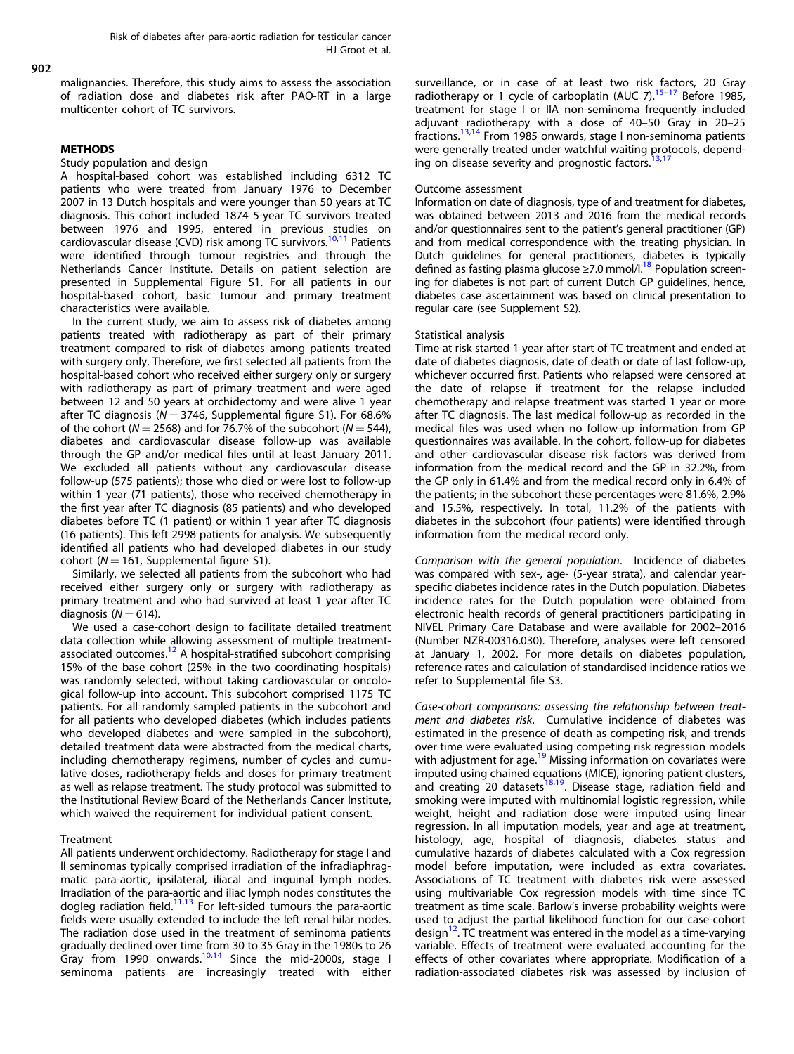malignancies. Therefore, this study aims to assess the association of radiation dose and diabetes risk after PAO-RT in a large multicenter cohort of TC survivors.

## METHODS

### Study population and design

A hospital-based cohort was established including 6312 TC patients who were treated from January 1976 to December 2007 in 13 Dutch hospitals and were younger than 50 years at TC diagnosis. This cohort included 1874 5-year TC survivors treated between 1976 and 1995, entered in previous studies on cardiovascular disease (CVD) risk among TC survivors.[10,11] Patients were identified through tumour registries and through the Netherlands Cancer Institute. Details on patient selection are presented in Supplemental Figure S1. For all patients in our hospital-based cohort, basic tumour and primary treatment characteristics were available.

In the current study, we aim to assess risk of diabetes among patients treated with radiotherapy as part of their primary treatment compared to risk of diabetes among patients treated with surgery only. Therefore, we first selected all patients from the hospital-based cohort who received either surgery only or surgery with radiotherapy as part of primary treatment and were aged between 12 and 50 years at orchidectomy and were alive 1 year after TC diagnosis ($N = 3746$, Supplemental figure S1). For 68.6% of the cohort ($N = 2568$) and for 76.7% of the subcohort ($N = 544$), diabetes and cardiovascular disease follow-up was available through the GP and/or medical files until at least January 2011. We excluded all patients without any cardiovascular disease follow-up (575 patients); those who died or were lost to follow-up within 1 year (71 patients), those who received chemotherapy in the first year after TC diagnosis (85 patients) and who developed diabetes before TC (1 patient) or within 1 year after TC diagnosis (16 patients). This left 2998 patients for analysis. We subsequently identified all patients who had developed diabetes in our study cohort ($N = 161$, Supplemental figure S1).

Similarly, we selected all patients from the subcohort who had received either surgery only or surgery with radiotherapy as primary treatment and who had survived at least 1 year after TC diagnosis ($N = 614$).

We used a case-cohort design to facilitate detailed treatment data collection while allowing assessment of multiple treatment-associated outcomes.[12] A hospital-stratified subcohort comprising 15% of the base cohort (25% in the two coordinating hospitals) was randomly selected, without taking cardiovascular or oncological follow-up into account. This subcohort comprised 1175 TC patients. For all randomly sampled patients in the subcohort and for all patients who developed diabetes (which includes patients who developed diabetes and were sampled in the subcohort), detailed treatment data were abstracted from the medical charts, including chemotherapy regimens, number of cycles and cumulative doses, radiotherapy fields and doses for primary treatment as well as relapse treatment. The study protocol was submitted to the Institutional Review Board of the Netherlands Cancer Institute, which waived the requirement for individual patient consent.

### Treatment

All patients underwent orchidectomy. Radiotherapy for stage I and II seminomas typically comprised irradiation of the infradiaphragmatic para-aortic, ipsilateral, iliacal and inguinal lymph nodes. Irradiation of the para-aortic and iliac lymph nodes constitutes the dogleg radiation field.[11,13] For left-sided tumours the para-aortic fields were usually extended to include the left renal hilar nodes. The radiation dose used in the treatment of seminoma patients gradually declined over time from 30 to 35 Gray in the 1980s to 26 Gray from 1990 onwards.[10,14] Since the mid-2000s, stage I seminoma patients are increasingly treated with either surveillance, or in case of at least two risk factors, 20 Gray radiotherapy or 1 cycle of carboplatin (AUC 7).[15–17] Before 1985, treatment for stage I or IIA non-seminoma frequently included adjuvant radiotherapy with a dose of 40–50 Gray in 20–25 fractions.[13,14] From 1985 onwards, stage I non-seminoma patients were generally treated under watchful waiting protocols, depending on disease severity and prognostic factors.[13,17]

### Outcome assessment

Information on date of diagnosis, type of and treatment for diabetes, was obtained between 2013 and 2016 from the medical records and/or questionnaires sent to the patient's general practitioner (GP) and from medical correspondence with the treating physician. In Dutch guidelines for general practitioners, diabetes is typically defined as fasting plasma glucose ≥7.0 mmol/l.[18] Population screening for diabetes is not part of current Dutch GP guidelines, hence, diabetes case ascertainment was based on clinical presentation to regular care (see Supplement S2).

### Statistical analysis

Time at risk started 1 year after start of TC treatment and ended at date of diabetes diagnosis, date of death or date of last follow-up, whichever occurred first. Patients who relapsed were censored at the date of relapse if treatment for the relapse included chemotherapy and relapse treatment was started 1 year or more after TC diagnosis. The last medical follow-up as recorded in the medical files was used when no follow-up information from GP questionnaires was available. In the cohort, follow-up for diabetes and other cardiovascular disease risk factors was derived from information from the medical record and the GP in 32.2%, from the GP only in 61.4% and from the medical record only in 6.4% of the patients; in the subcohort these percentages were 81.6%, 2.9% and 15.5%, respectively. In total, 11.2% of the patients with diabetes in the subcohort (four patients) were identified through information from the medical record only.

*Comparison with the general population.* Incidence of diabetes was compared with sex-, age- (5-year strata), and calendar year-specific diabetes incidence rates in the Dutch population. Diabetes incidence rates for the Dutch population were obtained from electronic health records of general practitioners participating in NIVEL Primary Care Database and were available for 2002–2016 (Number NZR-00316.030). Therefore, analyses were left censored at January 1, 2002. For more details on diabetes population, reference rates and calculation of standardised incidence ratios we refer to Supplemental file S3.

*Case-cohort comparisons: assessing the relationship between treatment and diabetes risk.* Cumulative incidence of diabetes was estimated in the presence of death as competing risk, and trends over time were evaluated using competing risk regression models with adjustment for age.[19] Missing information on covariates were imputed using chained equations (MICE), ignoring patient clusters, and creating 20 datasets[18,19]. Disease stage, radiation field and smoking were imputed with multinomial logistic regression, while weight, height and radiation dose were imputed using linear regression. In all imputation models, year and age at treatment, histology, age, hospital of diagnosis, diabetes status and cumulative hazards of diabetes calculated with a Cox regression model before imputation, were included as extra covariates. Associations of TC treatment with diabetes risk were assessed using multivariable Cox regression models with time since TC treatment as time scale. Barlow's inverse probability weights were used to adjust the partial likelihood function for our case-cohort design[12]. TC treatment was entered in the model as a time-varying variable. Effects of treatment were evaluated accounting for the effects of other covariates where appropriate. Modification of a radiation-associated diabetes risk was assessed by inclusion of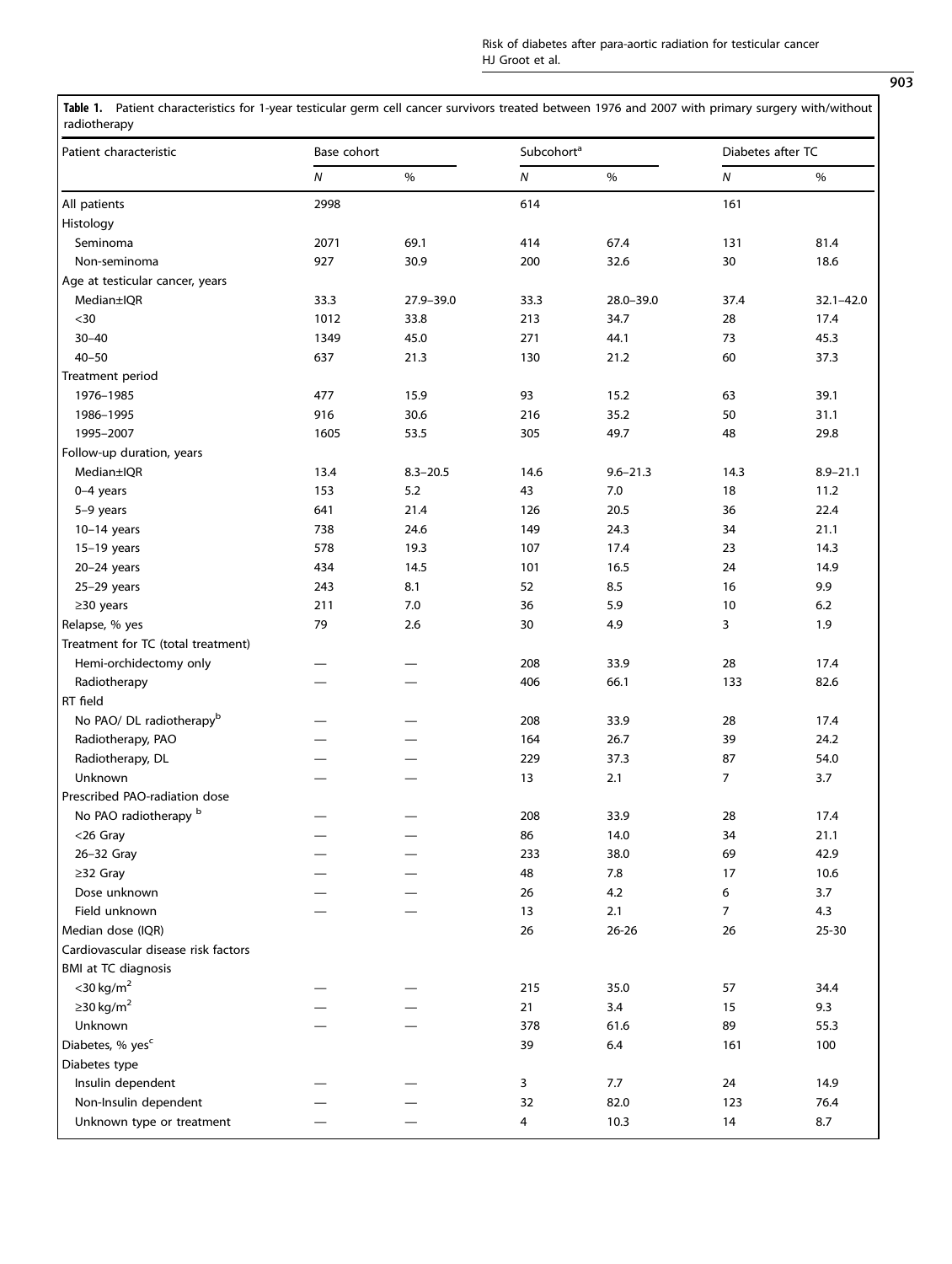**Table 1.** Patient characteristics for 1-year testicular germ cell cancer survivors treated between 1976 and 2007 with primary surgery with/without radiotherapy

| Patient characteristic | Base cohort | | Subcohort[a] | | Diabetes after TC | |
|---|---|---|---|---|---|---|
| | *N* | % | *N* | % | *N* | % |
| All patients | 2998 | | 614 | | 161 | |
| Histology | | | | | | |
| Seminoma | 2071 | 69.1 | 414 | 67.4 | 131 | 81.4 |
| Non-seminoma | 927 | 30.9 | 200 | 32.6 | 30 | 18.6 |
| Age at testicular cancer, years | | | | | | |
| Median±IQR | 33.3 | 27.9–39.0 | 33.3 | 28.0–39.0 | 37.4 | 32.1–42.0 |
| <30 | 1012 | 33.8 | 213 | 34.7 | 28 | 17.4 |
| 30–40 | 1349 | 45.0 | 271 | 44.1 | 73 | 45.3 |
| 40–50 | 637 | 21.3 | 130 | 21.2 | 60 | 37.3 |
| Treatment period | | | | | | |
| 1976–1985 | 477 | 15.9 | 93 | 15.2 | 63 | 39.1 |
| 1986–1995 | 916 | 30.6 | 216 | 35.2 | 50 | 31.1 |
| 1995–2007 | 1605 | 53.5 | 305 | 49.7 | 48 | 29.8 |
| Follow-up duration, years | | | | | | |
| Median±IQR | 13.4 | 8.3–20.5 | 14.6 | 9.6–21.3 | 14.3 | 8.9–21.1 |
| 0–4 years | 153 | 5.2 | 43 | 7.0 | 18 | 11.2 |
| 5–9 years | 641 | 21.4 | 126 | 20.5 | 36 | 22.4 |
| 10–14 years | 738 | 24.6 | 149 | 24.3 | 34 | 21.1 |
| 15–19 years | 578 | 19.3 | 107 | 17.4 | 23 | 14.3 |
| 20–24 years | 434 | 14.5 | 101 | 16.5 | 24 | 14.9 |
| 25–29 years | 243 | 8.1 | 52 | 8.5 | 16 | 9.9 |
| ≥30 years | 211 | 7.0 | 36 | 5.9 | 10 | 6.2 |
| Relapse, % yes | 79 | 2.6 | 30 | 4.9 | 3 | 1.9 |
| Treatment for TC (total treatment) | | | | | | |
| Hemi-orchidectomy only | — | — | 208 | 33.9 | 28 | 17.4 |
| Radiotherapy | — | — | 406 | 66.1 | 133 | 82.6 |
| RT field | | | | | | |
| No PAO/ DL radiotherapy[b] | — | — | 208 | 33.9 | 28 | 17.4 |
| Radiotherapy, PAO | — | — | 164 | 26.7 | 39 | 24.2 |
| Radiotherapy, DL | — | — | 229 | 37.3 | 87 | 54.0 |
| Unknown | — | — | 13 | 2.1 | 7 | 3.7 |
| Prescribed PAO-radiation dose | | | | | | |
| No PAO radiotherapy [b] | — | — | 208 | 33.9 | 28 | 17.4 |
| <26 Gray | — | — | 86 | 14.0 | 34 | 21.1 |
| 26–32 Gray | — | — | 233 | 38.0 | 69 | 42.9 |
| ≥32 Gray | — | — | 48 | 7.8 | 17 | 10.6 |
| Dose unknown | — | — | 26 | 4.2 | 6 | 3.7 |
| Field unknown | — | — | 13 | 2.1 | 7 | 4.3 |
| Median dose (IQR) | | | 26 | 26-26 | 26 | 25-30 |
| Cardiovascular disease risk factors | | | | | | |
| BMI at TC diagnosis | | | | | | |
| <30 kg/m$^2$ | — | — | 215 | 35.0 | 57 | 34.4 |
| ≥30 kg/m$^2$ | — | — | 21 | 3.4 | 15 | 9.3 |
| Unknown | — | — | 378 | 61.6 | 89 | 55.3 |
| Diabetes, % yes[c] | | | 39 | 6.4 | 161 | 100 |
| Diabetes type | | | | | | |
| Insulin dependent | — | — | 3 | 7.7 | 24 | 14.9 |
| Non-Insulin dependent | — | — | 32 | 82.0 | 123 | 76.4 |
| Unknown type or treatment | — | — | 4 | 10.3 | 14 | 8.7 |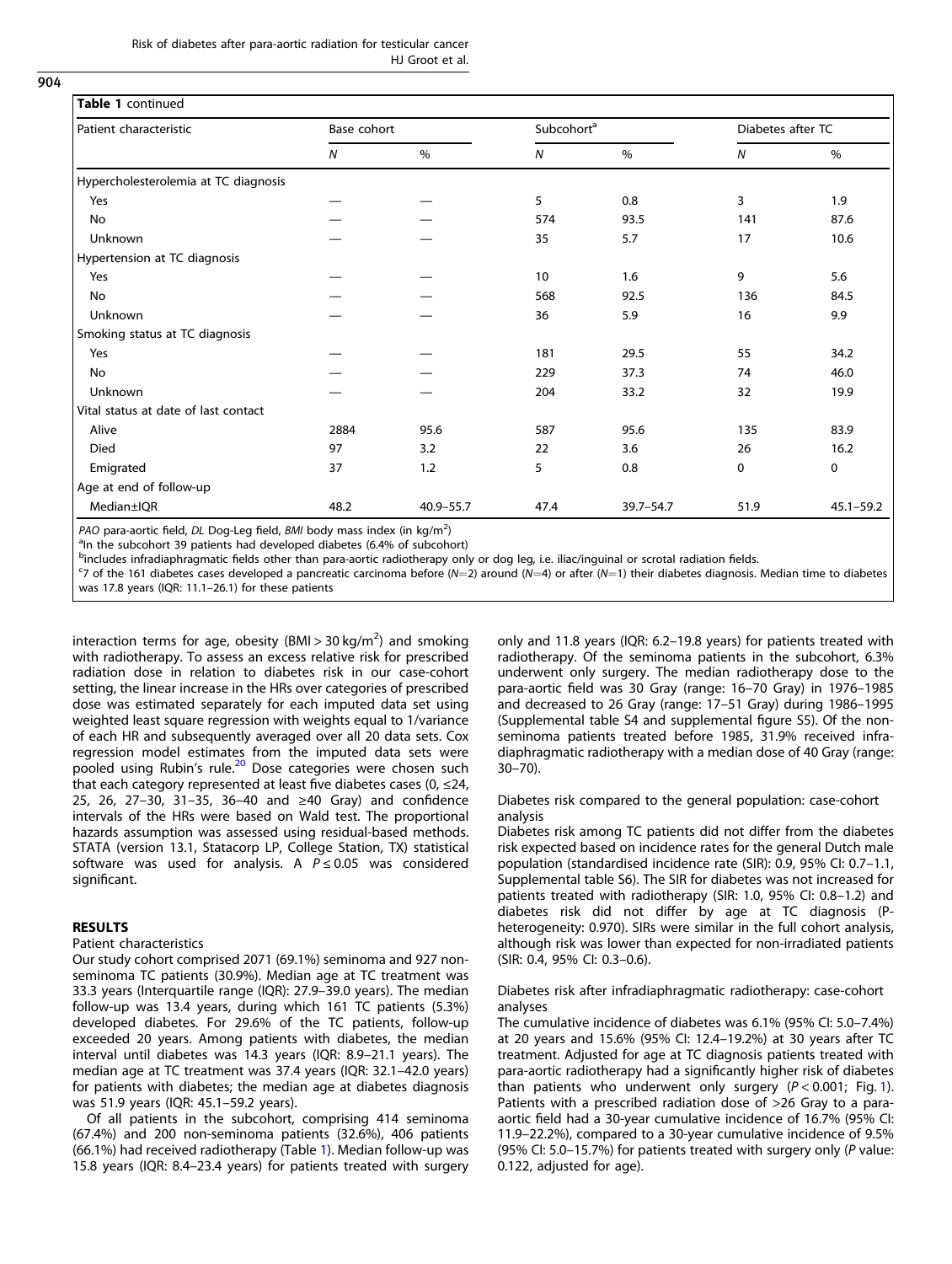**Table 1** continued

| Patient characteristic | Base cohort | | Subcohort[a] | | Diabetes after TC | |
|---|---|---|---|---|---|---|
| | N | % | N | % | N | % |
| Hypercholesterolemia at TC diagnosis | | | | | | |
| Yes | — | — | 5 | 0.8 | 3 | 1.9 |
| No | — | — | 574 | 93.5 | 141 | 87.6 |
| Unknown | — | — | 35 | 5.7 | 17 | 10.6 |
| Hypertension at TC diagnosis | | | | | | |
| Yes | — | — | 10 | 1.6 | 9 | 5.6 |
| No | — | — | 568 | 92.5 | 136 | 84.5 |
| Unknown | — | — | 36 | 5.9 | 16 | 9.9 |
| Smoking status at TC diagnosis | | | | | | |
| Yes | — | — | 181 | 29.5 | 55 | 34.2 |
| No | — | — | 229 | 37.3 | 74 | 46.0 |
| Unknown | — | — | 204 | 33.2 | 32 | 19.9 |
| Vital status at date of last contact | | | | | | |
| Alive | 2884 | 95.6 | 587 | 95.6 | 135 | 83.9 |
| Died | 97 | 3.2 | 22 | 3.6 | 26 | 16.2 |
| Emigrated | 37 | 1.2 | 5 | 0.8 | 0 | 0 |
| Age at end of follow-up | | | | | | |
| Median±IQR | 48.2 | 40.9–55.7 | 47.4 | 39.7–54.7 | 51.9 | 45.1–59.2 |

*PAO* para-aortic field, *DL* Dog-Leg field, *BMI* body mass index (in kg/m$^2$)

[a]In the subcohort 39 patients had developed diabetes (6.4% of subcohort)

[b]includes infradiaphragmatic fields other than para-aortic radiotherapy only or dog leg, i.e. iliac/inguinal or scrotal radiation fields.

[c]7 of the 161 diabetes cases developed a pancreatic carcinoma before (N=2) around (N=4) or after (N=1) their diabetes diagnosis. Median time to diabetes was 17.8 years (IQR: 11.1–26.1) for these patients

interaction terms for age, obesity (BMI > 30 kg/m$^2$) and smoking with radiotherapy. To assess an excess relative risk for prescribed radiation dose in relation to diabetes risk in our case-cohort setting, the linear increase in the HRs over categories of prescribed dose was estimated separately for each imputed data set using weighted least square regression with weights equal to 1/variance of each HR and subsequently averaged over all 20 data sets. Cox regression model estimates from the imputed data sets were pooled using Rubin's rule.[20] Dose categories were chosen such that each category represented at least five diabetes cases (0, ≤24, 25, 26, 27–30, 31–35, 36–40 and ≥40 Gray) and confidence intervals of the HRs were based on Wald test. The proportional hazards assumption was assessed using residual-based methods. STATA (version 13.1, Statacorp LP, College Station, TX) statistical software was used for analysis. A $P \leq 0.05$ was considered significant.

## RESULTS

### Patient characteristics

Our study cohort comprised 2071 (69.1%) seminoma and 927 non-seminoma TC patients (30.9%). Median age at TC treatment was 33.3 years (Interquartile range (IQR): 27.9–39.0 years). The median follow-up was 13.4 years, during which 161 TC patients (5.3%) developed diabetes. For 29.6% of the TC patients, follow-up exceeded 20 years. Among patients with diabetes, the median interval until diabetes was 14.3 years (IQR: 8.9–21.1 years). The median age at TC treatment was 37.4 years (IQR: 32.1–42.0 years) for patients with diabetes; the median age at diabetes diagnosis was 51.9 years (IQR: 45.1–59.2 years).

Of all patients in the subcohort, comprising 414 seminoma (67.4%) and 200 non-seminoma patients (32.6%), 406 patients (66.1%) had received radiotherapy (Table 1). Median follow-up was 15.8 years (IQR: 8.4–23.4 years) for patients treated with surgery only and 11.8 years (IQR: 6.2–19.8 years) for patients treated with radiotherapy. Of the seminoma patients in the subcohort, 6.3% underwent only surgery. The median radiotherapy dose to the para-aortic field was 30 Gray (range: 16–70 Gray) in 1976–1985 and decreased to 26 Gray (range: 17–51 Gray) during 1986–1995 (Supplemental table S4 and supplemental figure S5). Of the non-seminoma patients treated before 1985, 31.9% received infra-diaphragmatic radiotherapy with a median dose of 40 Gray (range: 30–70).

### Diabetes risk compared to the general population: case-cohort analysis

Diabetes risk among TC patients did not differ from the diabetes risk expected based on incidence rates for the general Dutch male population (standardised incidence rate (SIR): 0.9, 95% CI: 0.7–1.1, Supplemental table S6). The SIR for diabetes was not increased for patients treated with radiotherapy (SIR: 1.0, 95% CI: 0.8–1.2) and diabetes risk did not differ by age at TC diagnosis (P-heterogeneity: 0.970). SIRs were similar in the full cohort analysis, although risk was lower than expected for non-irradiated patients (SIR: 0.4, 95% CI: 0.3–0.6).

### Diabetes risk after infradiaphragmatic radiotherapy: case-cohort analyses

The cumulative incidence of diabetes was 6.1% (95% CI: 5.0–7.4%) at 20 years and 15.6% (95% CI: 12.4–19.2%) at 30 years after TC treatment. Adjusted for age at TC diagnosis patients treated with para-aortic radiotherapy had a significantly higher risk of diabetes than patients who underwent only surgery ($P < 0.001$; Fig. 1). Patients with a prescribed radiation dose of >26 Gray to a para-aortic field had a 30-year cumulative incidence of 16.7% (95% CI: 11.9–22.2%), compared to a 30-year cumulative incidence of 9.5% (95% CI: 5.0–15.7%) for patients treated with surgery only (P value: 0.122, adjusted for age).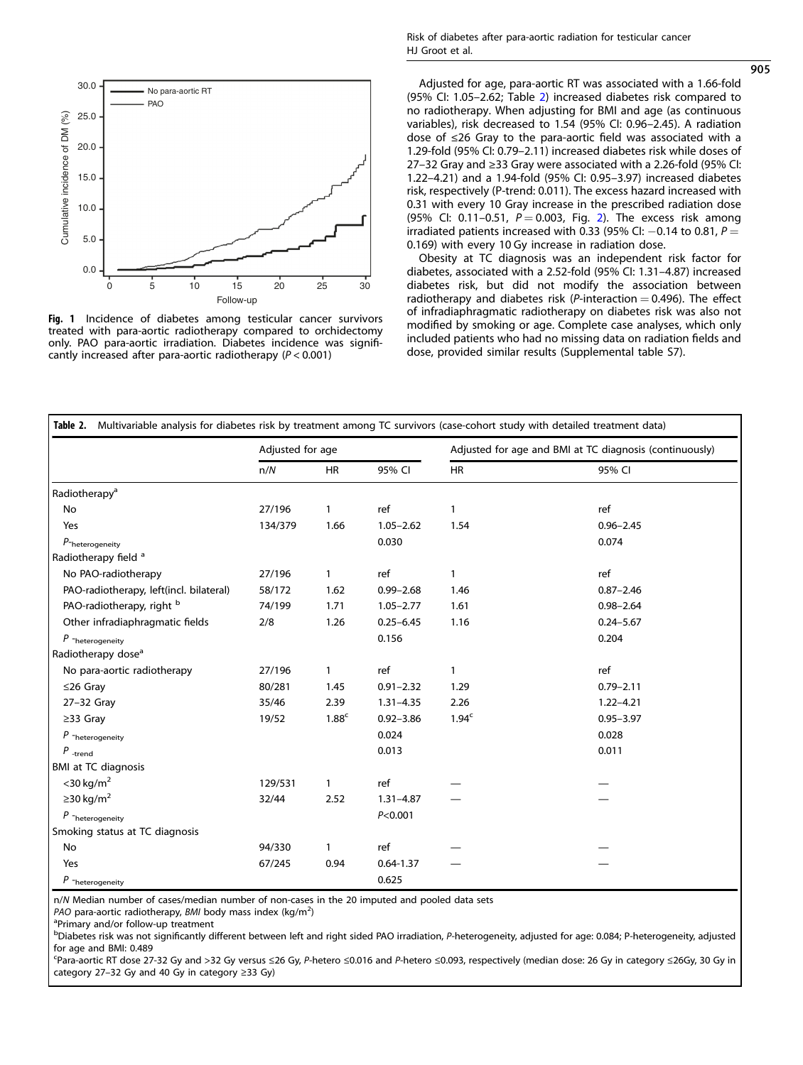Fig. 1 Incidence of diabetes among testicular cancer survivors treated with para-aortic radiotherapy compared to orchidectomy only. PAO para-aortic irradiation. Diabetes incidence was significantly increased after para-aortic radiotherapy ($P < 0.001$)

Adjusted for age, para-aortic RT was associated with a 1.66-fold (95% CI: 1.05–2.62; Table 2) increased diabetes risk compared to no radiotherapy. When adjusting for BMI and age (as continuous variables), risk decreased to 1.54 (95% CI: 0.96–2.45). A radiation dose of ≤26 Gray to the para-aortic field was associated with a 1.29-fold (95% CI: 0.79–2.11) increased diabetes risk while doses of 27–32 Gray and ≥33 Gray were associated with a 2.26-fold (95% CI: 1.22–4.21) and a 1.94-fold (95% CI: 0.95–3.97) increased diabetes risk, respectively (P-trend: 0.011). The excess hazard increased with 0.31 with every 10 Gray increase in the prescribed radiation dose (95% CI: 0.11–0.51, $P = 0.003$, Fig. 2). The excess risk among irradiated patients increased with 0.33 (95% CI: −0.14 to 0.81, $P = 0.169$) with every 10 Gy increase in radiation dose.

Obesity at TC diagnosis was an independent risk factor for diabetes, associated with a 2.52-fold (95% CI: 1.31–4.87) increased diabetes risk, but did not modify the association between radiotherapy and diabetes risk (P-interaction = 0.496). The effect of infradiaphragmatic radiotherapy on diabetes risk was also not modified by smoking or age. Complete case analyses, which only included patients who had no missing data on radiation fields and dose, provided similar results (Supplemental table S7).

**Table 2.** Multivariable analysis for diabetes risk by treatment among TC survivors (case-cohort study with detailed treatment data)

| | Adjusted for age | | | Adjusted for age and BMI at TC diagnosis (continuously) | |
|---|---|---|---|---|---|
| | n/N | HR | 95% CI | HR | 95% CI |
| Radiotherapy[a] | | | | | |
| No | 27/196 | 1 | ref | 1 | ref |
| Yes | 134/379 | 1.66 | 1.05–2.62 | 1.54 | 0.96–2.45 |
| $P_{\text{-heterogeneity}}$ | | | 0.030 | | 0.074 |
| Radiotherapy field [a] | | | | | |
| No PAO-radiotherapy | 27/196 | 1 | ref | 1 | ref |
| PAO-radiotherapy, left(incl. bilateral) | 58/172 | 1.62 | 0.99–2.68 | 1.46 | 0.87–2.46 |
| PAO-radiotherapy, right [b] | 74/199 | 1.71 | 1.05–2.77 | 1.61 | 0.98–2.64 |
| Other infradiaphragmatic fields | 2/8 | 1.26 | 0.25–6.45 | 1.16 | 0.24–5.67 |
| $P_{\text{-heterogeneity}}$ | | | 0.156 | | 0.204 |
| Radiotherapy dose[a] | | | | | |
| No para-aortic radiotherapy | 27/196 | 1 | ref | 1 | ref |
| ≤26 Gray | 80/281 | 1.45 | 0.91–2.32 | 1.29 | 0.79–2.11 |
| 27–32 Gray | 35/46 | 2.39 | 1.31–4.35 | 2.26 | 1.22–4.21 |
| ≥33 Gray | 19/52 | 1.88[c] | 0.92–3.86 | 1.94[c] | 0.95–3.97 |
| $P_{\text{-heterogeneity}}$ | | | 0.024 | | 0.028 |
| $P_{\text{-trend}}$ | | | 0.013 | | 0.011 |
| BMI at TC diagnosis | | | | | |
| <30 kg/m$^2$ | 129/531 | 1 | ref | — | — |
| ≥30 kg/m$^2$ | 32/44 | 2.52 | 1.31–4.87 | — | — |
| $P_{\text{-heterogeneity}}$ | | | $P<0.001$ | | |
| Smoking status at TC diagnosis | | | | | |
| No | 94/330 | 1 | ref | — | — |
| Yes | 67/245 | 0.94 | 0.64-1.37 | — | — |
| $P_{\text{-heterogeneity}}$ | | | 0.625 | | |

n/N Median number of cases/median number of non-cases in the 20 imputed and pooled data sets

*PAO* para-aortic radiotherapy, *BMI* body mass index (kg/m$^2$)

[a]Primary and/or follow-up treatment

[b]Diabetes risk was not significantly different between left and right sided PAO irradiation, P-heterogeneity, adjusted for age: 0.084; P-heterogeneity, adjusted for age and BMI: 0.489

[c]Para-aortic RT dose 27-32 Gy and >32 Gy versus ≤26 Gy, P-hetero ≤0.016 and P-hetero ≤0.093, respectively (median dose: 26 Gy in category ≤26Gy, 30 Gy in category 27–32 Gy and 40 Gy in category ≥33 Gy)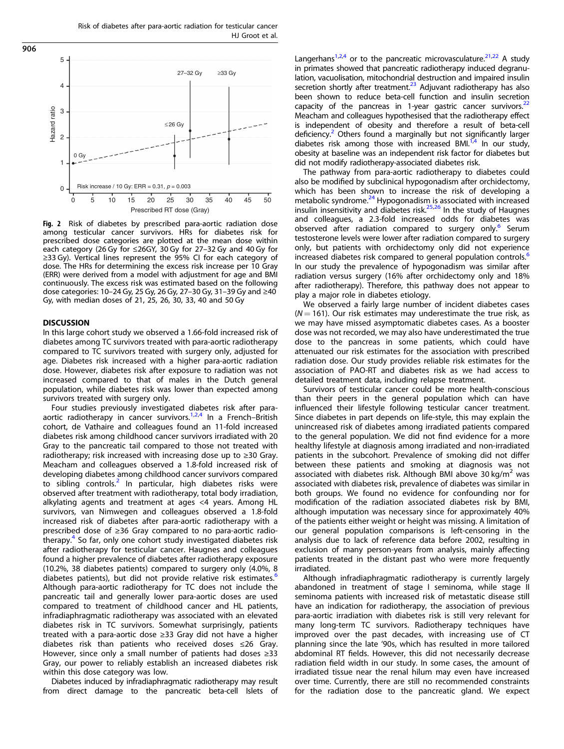5

4

3

2

1

0

Hazard ratio

0 Gy

≤26 Gy

27–32 Gy

≥33 Gy

Risk increase / 10 Gy: ERR = 0.31, p = 0.003

0 5 10 15 20 25 30 35 40 45 50

Prescribed RT dose (Gray)

**Fig. 2** Risk of diabetes by prescribed para-aortic radiation dose among testicular cancer survivors. HRs for diabetes risk for prescribed dose categories are plotted at the mean dose within each category (26 Gy for ≤26GY, 30 Gy for 27–32 Gy and 40 Gy for ≥33 Gy). Vertical lines represent the 95% CI for each category of dose. The HRs for determining the excess risk increase per 10 Gray (ERR) were derived from a model with adjustment for age and BMI continuously. The excess risk was estimated based on the following dose categories: 10–24 Gy, 25 Gy, 26 Gy, 27–30 Gy, 31–39 Gy and ≥40 Gy, with median doses of 21, 25, 26, 30, 33, 40 and 50 Gy

## DISCUSSION

In this large cohort study we observed a 1.66-fold increased risk of diabetes among TC survivors treated with para-aortic radiotherapy compared to TC survivors treated with surgery only, adjusted for age. Diabetes risk increased with a higher para-aortic radiation dose. However, diabetes risk after exposure to radiation was not increased compared to that of males in the Dutch general population, while diabetes risk was lower than expected among survivors treated with surgery only.

Four studies previously investigated diabetes risk after para-aortic radiotherapy in cancer survivors.[1,2,4] In a French–British cohort, de Vathaire and colleagues found an 11-fold increased diabetes risk among childhood cancer survivors irradiated with 20 Gray to the pancreatic tail compared to those not treated with radiotherapy; risk increased with increasing dose up to ≥30 Gray. Meacham and colleagues observed a 1.8-fold increased risk of developing diabetes among childhood cancer survivors compared to sibling controls.[2] In particular, high diabetes risks were observed after treatment with radiotherapy, total body irradiation, alkylating agents and treatment at ages <4 years. Among HL survivors, van Nimwegen and colleagues observed a 1.8-fold increased risk of diabetes after para-aortic radiotherapy with a prescribed dose of ≥36 Gray compared to no para-aortic radiotherapy.[4] So far, only one cohort study investigated diabetes risk after radiotherapy for testicular cancer. Haugnes and colleagues found a higher prevalence of diabetes after radiotherapy exposure (10.2%, 38 diabetes patients) compared to surgery only (4.0%, 8 diabetes patients), but did not provide relative risk estimates.[6] Although para-aortic radiotherapy for TC does not include the pancreatic tail and generally lower para-aortic doses are used compared to treatment of childhood cancer and HL patients, infradiaphragmatic radiotherapy was associated with an elevated diabetes risk in TC survivors. Somewhat surprisingly, patients treated with a para-aortic dose ≥33 Gray did not have a higher diabetes risk than patients who received doses ≤26 Gray. However, since only a small number of patients had doses ≥33 Gray, our power to reliably establish an increased diabetes risk within this dose category was low.

Diabetes induced by infradiaphragmatic radiotherapy may result from direct damage to the pancreatic beta-cell Islets of Langerhans[1,2,4] or to the pancreatic microvasculature.[21,22] A study in primates showed that pancreatic radiotherapy induced degranulation, vacuolisation, mitochondrial destruction and impaired insulin secretion shortly after treatment.[23] Adjuvant radiotherapy has also been shown to reduce beta-cell function and insulin secretion capacity of the pancreas in 1-year gastric cancer survivors.[22] Meacham and colleagues hypothesised that the radiotherapy effect is independent of obesity and therefore a result of beta-cell deficiency.[2] Others found a marginally but not significantly larger diabetes risk among those with increased BMI.[1,4] In our study, obesity at baseline was an independent risk factor for diabetes but did not modify radiotherapy-associated diabetes risk.

The pathway from para-aortic radiotherapy to diabetes could also be modified by subclinical hypogonadism after orchidectomy, which has been shown to increase the risk of developing a metabolic syndrome.[24] Hypogonadism is associated with increased insulin insensitivity and diabetes risk.[25,26] In the study of Haugnes and colleagues, a 2.3-fold increased odds for diabetes was observed after radiation compared to surgery only.[6] Serum testosterone levels were lower after radiation compared to surgery only, but patients with orchidectomy only did not experience increased diabetes risk compared to general population controls.[6] In our study the prevalence of hypogonadism was similar after radiation versus surgery (16% after orchidectomy only and 18% after radiotherapy). Therefore, this pathway does not appear to play a major role in diabetes etiology.

We observed a fairly large number of incident diabetes cases ($N = 161$). Our risk estimates may underestimate the true risk, as we may have missed asymptomatic diabetes cases. As a booster dose was not recorded, we may also have underestimated the true dose to the pancreas in some patients, which could have attenuated our risk estimates for the association with prescribed radiation dose. Our study provides reliable risk estimates for the association of PAO-RT and diabetes risk as we had access to detailed treatment data, including relapse treatment.

Survivors of testicular cancer could be more health-conscious than their peers in the general population which can have influenced their lifestyle following testicular cancer treatment. Since diabetes in part depends on life-style, this may explain the unincreased risk of diabetes among irradiated patients compared to the general population. We did not find evidence for a more healthy lifestyle at diagnosis among irradiated and non-irradiated patients in the subcohort. Prevalence of smoking did not differ between these patients and smoking at diagnosis was not associated with diabetes risk. Although BMI above 30 kg/m$^2$ was associated with diabetes risk, prevalence of diabetes was similar in both groups. We found no evidence for confounding nor for modification of the radiation associated diabetes risk by BMI, although imputation was necessary since for approximately 40% of the patients either weight or height was missing. A limitation of our general population comparisons is left-censoring in the analysis due to lack of reference data before 2002, resulting in exclusion of many person-years from analysis, mainly affecting patients treated in the distant past who were more frequently irradiated.

Although infradiaphragmatic radiotherapy is currently largely abandoned in treatment of stage I seminoma, while stage II seminoma patients with increased risk of metastatic disease still have an indication for radiotherapy, the association of previous para-aortic irradiation with diabetes risk is still very relevant for many long-term TC survivors. Radiotherapy techniques have improved over the past decades, with increasing use of CT planning since the late '90s, which has resulted in more tailored abdominal RT fields. However, this did not necessarily decrease radiation field width in our study. In some cases, the amount of irradiated tissue near the renal hilum may even have increased over time. Currently, there are still no recommended constraints for the radiation dose to the pancreatic gland. We expect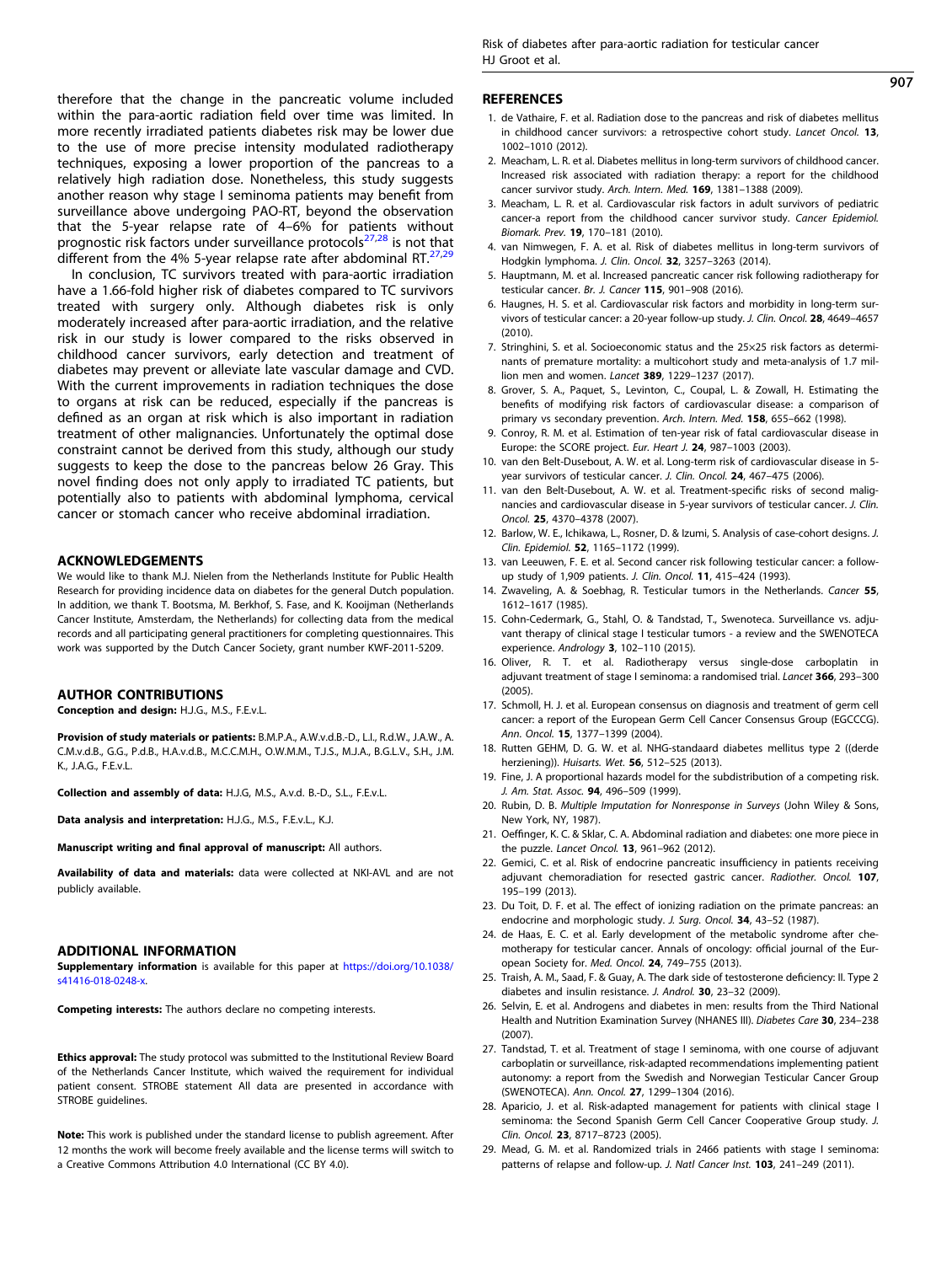therefore that the change in the pancreatic volume included within the para-aortic radiation field over time was limited. In more recently irradiated patients diabetes risk may be lower due to the use of more precise intensity modulated radiotherapy techniques, exposing a lower proportion of the pancreas to a relatively high radiation dose. Nonetheless, this study suggests another reason why stage I seminoma patients may benefit from surveillance above undergoing PAO-RT, beyond the observation that the 5-year relapse rate of 4–6% for patients without prognostic risk factors under surveillance protocols[27,28] is not that different from the 4% 5-year relapse rate after abdominal RT.[27,29]

In conclusion, TC survivors treated with para-aortic irradiation have a 1.66-fold higher risk of diabetes compared to TC survivors treated with surgery only. Although diabetes risk is only moderately increased after para-aortic irradiation, and the relative risk in our study is lower compared to the risks observed in childhood cancer survivors, early detection and treatment of diabetes may prevent or alleviate late vascular damage and CVD. With the current improvements in radiation techniques the dose to organs at risk can be reduced, especially if the pancreas is defined as an organ at risk which is also important in radiation treatment of other malignancies. Unfortunately the optimal dose constraint cannot be derived from this study, although our study suggests to keep the dose to the pancreas below 26 Gray. This novel finding does not only apply to irradiated TC patients, but potentially also to patients with abdominal lymphoma, cervical cancer or stomach cancer who receive abdominal irradiation.

## ACKNOWLEDGEMENTS

We would like to thank M.J. Nielen from the Netherlands Institute for Public Health Research for providing incidence data on diabetes for the general Dutch population. In addition, we thank T. Bootsma, M. Berkhof, S. Fase, and K. Kooijman (Netherlands Cancer Institute, Amsterdam, the Netherlands) for collecting data from the medical records and all participating general practitioners for completing questionnaires. This work was supported by the Dutch Cancer Society, grant number KWF-2011-5209.

## AUTHOR CONTRIBUTIONS

**Conception and design:** H.J.G., M.S., F.E.v.L.

**Provision of study materials or patients:** B.M.P.A., A.W.v.d.B.-D., L.I., R.d.W., J.A.W., A. C.M.v.d.B., G.G., P.d.B., H.A.v.d.B., M.C.C.M.H., O.W.M.M., T.J.S., M.J.A., B.G.L.V., S.H., J.M. K., J.A.G., F.E.v.L.

**Collection and assembly of data:** H.J.G, M.S., A.v.d. B.-D., S.L., F.E.v.L.

**Data analysis and interpretation:** H.J.G., M.S., F.E.v.L., K.J.

**Manuscript writing and final approval of manuscript:** All authors.

**Availability of data and materials:** data were collected at NKI-AVL and are not publicly available.

## ADDITIONAL INFORMATION

**Supplementary information** is available for this paper at https://doi.org/10.1038/s41416-018-0248-x.

**Competing interests:** The authors declare no competing interests.

**Ethics approval:** The study protocol was submitted to the Institutional Review Board of the Netherlands Cancer Institute, which waived the requirement for individual patient consent. STROBE statement All data are presented in accordance with STROBE guidelines.

**Note:** This work is published under the standard license to publish agreement. After 12 months the work will become freely available and the license terms will switch to a Creative Commons Attribution 4.0 International (CC BY 4.0).

## REFERENCES

1. de Vathaire, F. et al. Radiation dose to the pancreas and risk of diabetes mellitus in childhood cancer survivors: a retrospective cohort study. *Lancet Oncol.* **13**, 1002–1010 (2012).
2. Meacham, L. R. et al. Diabetes mellitus in long-term survivors of childhood cancer. Increased risk associated with radiation therapy: a report for the childhood cancer survivor study. *Arch. Intern. Med.* **169**, 1381–1388 (2009).
3. Meacham, L. R. et al. Cardiovascular risk factors in adult survivors of pediatric cancer-a report from the childhood cancer survivor study. *Cancer Epidemiol. Biomark. Prev.* **19**, 170–181 (2010).
4. van Nimwegen, F. A. et al. Risk of diabetes mellitus in long-term survivors of Hodgkin lymphoma. *J. Clin. Oncol.* **32**, 3257–3263 (2014).
5. Hauptmann, M. et al. Increased pancreatic cancer risk following radiotherapy for testicular cancer. *Br. J. Cancer* **115**, 901–908 (2016).
6. Haugnes, H. S. et al. Cardiovascular risk factors and morbidity in long-term survivors of testicular cancer: a 20-year follow-up study. *J. Clin. Oncol.* **28**, 4649–4657 (2010).
7. Stringhini, S. et al. Socioeconomic status and the 25×25 risk factors as determinants of premature mortality: a multicohort study and meta-analysis of 1.7 million men and women. *Lancet* **389**, 1229–1237 (2017).
8. Grover, S. A., Paquet, S., Levinton, C., Coupal, L. & Zowall, H. Estimating the benefits of modifying risk factors of cardiovascular disease: a comparison of primary vs secondary prevention. *Arch. Intern. Med.* **158**, 655–662 (1998).
9. Conroy, R. M. et al. Estimation of ten-year risk of fatal cardiovascular disease in Europe: the SCORE project. *Eur. Heart J.* **24**, 987–1003 (2003).
10. van den Belt-Dusebout, A. W. et al. Long-term risk of cardiovascular disease in 5-year survivors of testicular cancer. *J. Clin. Oncol.* **24**, 467–475 (2006).
11. van den Belt-Dusebout, A. W. et al. Treatment-specific risks of second malignancies and cardiovascular disease in 5-year survivors of testicular cancer. *J. Clin. Oncol.* **25**, 4370–4378 (2007).
12. Barlow, W. E., Ichikawa, L., Rosner, D. & Izumi, S. Analysis of case-cohort designs. *J. Clin. Epidemiol.* **52**, 1165–1172 (1999).
13. van Leeuwen, F. E. et al. Second cancer risk following testicular cancer: a follow-up study of 1,909 patients. *J. Clin. Oncol.* **11**, 415–424 (1993).
14. Zwaveling, A. & Soebhag, R. Testicular tumors in the Netherlands. *Cancer* **55**, 1612–1617 (1985).
15. Cohn-Cedermark, G., Stahl, O. & Tandstad, T., Swenoteca. Surveillance vs. adjuvant therapy of clinical stage I testicular tumors - a review and the SWENOTECA experience. *Andrology* **3**, 102–110 (2015).
16. Oliver, R. T. et al. Radiotherapy versus single-dose carboplatin in adjuvant treatment of stage I seminoma: a randomised trial. *Lancet* **366**, 293–300 (2005).
17. Schmoll, H. J. et al. European consensus on diagnosis and treatment of germ cell cancer: a report of the European Germ Cell Cancer Consensus Group (EGCCCG). *Ann. Oncol.* **15**, 1377–1399 (2004).
18. Rutten GEHM, D. G. W. et al. NHG-standaard diabetes mellitus type 2 ((derde herziening)). *Huisarts. Wet.* **56**, 512–525 (2013).
19. Fine, J. A proportional hazards model for the subdistribution of a competing risk. *J. Am. Stat. Assoc.* **94**, 496–509 (1999).
20. Rubin, D. B. *Multiple Imputation for Nonresponse in Surveys* (John Wiley & Sons, New York, NY, 1987).
21. Oeffinger, K. C. & Sklar, C. A. Abdominal radiation and diabetes: one more piece in the puzzle. *Lancet Oncol.* **13**, 961–962 (2012).
22. Gemici, C. et al. Risk of endocrine pancreatic insufficiency in patients receiving adjuvant chemoradiation for resected gastric cancer. *Radiother. Oncol.* **107**, 195–199 (2013).
23. Du Toit, D. F. et al. The effect of ionizing radiation on the primate pancreas: an endocrine and morphologic study. *J. Surg. Oncol.* **34**, 43–52 (1987).
24. de Haas, E. C. et al. Early development of the metabolic syndrome after chemotherapy for testicular cancer. Annals of oncology: official journal of the European Society for. *Med. Oncol.* **24**, 749–755 (2013).
25. Traish, A. M., Saad, F. & Guay, A. The dark side of testosterone deficiency: II. Type 2 diabetes and insulin resistance. *J. Androl.* **30**, 23–32 (2009).
26. Selvin, E. et al. Androgens and diabetes in men: results from the Third National Health and Nutrition Examination Survey (NHANES III). *Diabetes Care* **30**, 234–238 (2007).
27. Tandstad, T. et al. Treatment of stage I seminoma, with one course of adjuvant carboplatin or surveillance, risk-adapted recommendations implementing patient autonomy: a report from the Swedish and Norwegian Testicular Cancer Group (SWENOTECA). *Ann. Oncol.* **27**, 1299–1304 (2016).
28. Aparicio, J. et al. Risk-adapted management for patients with clinical stage I seminoma: the Second Spanish Germ Cell Cancer Cooperative Group study. *J. Clin. Oncol.* **23**, 8717–8723 (2005).
29. Mead, G. M. et al. Randomized trials in 2466 patients with stage I seminoma: patterns of relapse and follow-up. *J. Natl Cancer Inst.* **103**, 241–249 (2011).